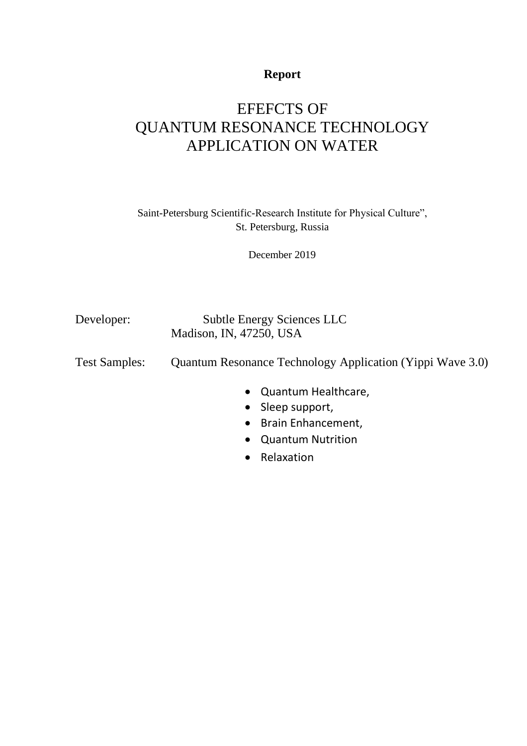**Report**

# EFEFCTS OF QUANTUM RESONANCE TECHNOLOGY APPLICATION ON WATER

Saint-Petersburg Scientific-Research Institute for Physical Culture”,
St. Petersburg, Russia

December 2019

Developer: Subtle Energy Sciences LLC
Madison, IN, 47250, USA

Test Samples: Quantum Resonance Technology Application (Yippi Wave 3.0)

- Quantum Healthcare,
- Sleep support,
- Brain Enhancement,
- Quantum Nutrition
- Relaxation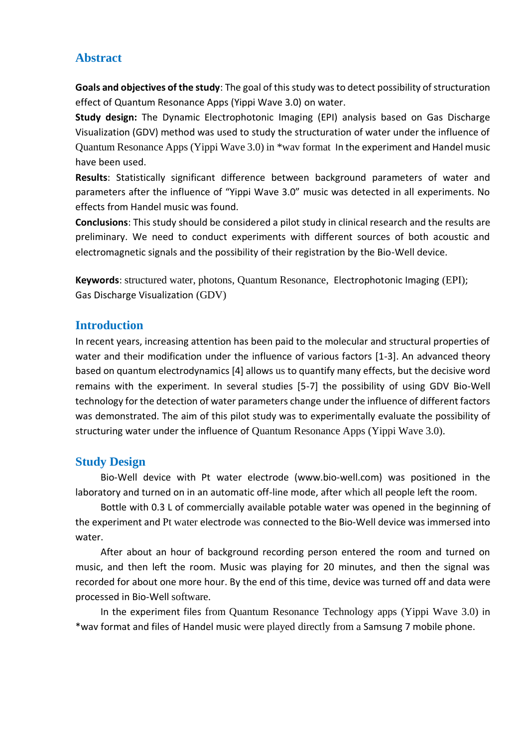## Abstract

**Goals and objectives of the study**: The goal of this study was to detect possibility of structuration effect of Quantum Resonance Apps (Yippi Wave 3.0) on water.

**Study design:** The Dynamic Electrophotonic Imaging (EPI) analysis based on Gas Discharge Visualization (GDV) method was used to study the structuration of water under the influence of Quantum Resonance Apps (Yippi Wave 3.0) in *wav format In the experiment and Handel music have been used.

**Results**: Statistically significant difference between background parameters of water and parameters after the influence of "Yippi Wave 3.0" music was detected in all experiments. No effects from Handel music was found.

**Conclusions**: This study should be considered a pilot study in clinical research and the results are preliminary. We need to conduct experiments with different sources of both acoustic and electromagnetic signals and the possibility of their registration by the Bio-Well device.

**Keywords**: structured water, photons, Quantum Resonance, Electrophotonic Imaging (EPI); Gas Discharge Visualization (GDV)

## Introduction

In recent years, increasing attention has been paid to the molecular and structural properties of water and their modification under the influence of various factors [1-3]. An advanced theory based on quantum electrodynamics [4] allows us to quantify many effects, but the decisive word remains with the experiment. In several studies [5-7] the possibility of using GDV Bio-Well technology for the detection of water parameters change under the influence of different factors was demonstrated. The aim of this pilot study was to experimentally evaluate the possibility of structuring water under the influence of Quantum Resonance Apps (Yippi Wave 3.0).

## Study Design

Bio-Well device with Pt water electrode (www.bio-well.com) was positioned in the laboratory and turned on in an automatic off-line mode, after which all people left the room.

Bottle with 0.3 L of commercially available potable water was opened in the beginning of the experiment and Pt water electrode was connected to the Bio-Well device was immersed into water.

After about an hour of background recording person entered the room and turned on music, and then left the room. Music was playing for 20 minutes, and then the signal was recorded for about one more hour. By the end of this time, device was turned off and data were processed in Bio-Well software.

In the experiment files from Quantum Resonance Technology apps (Yippi Wave 3.0) in *wav format and files of Handel music were played directly from a Samsung 7 mobile phone.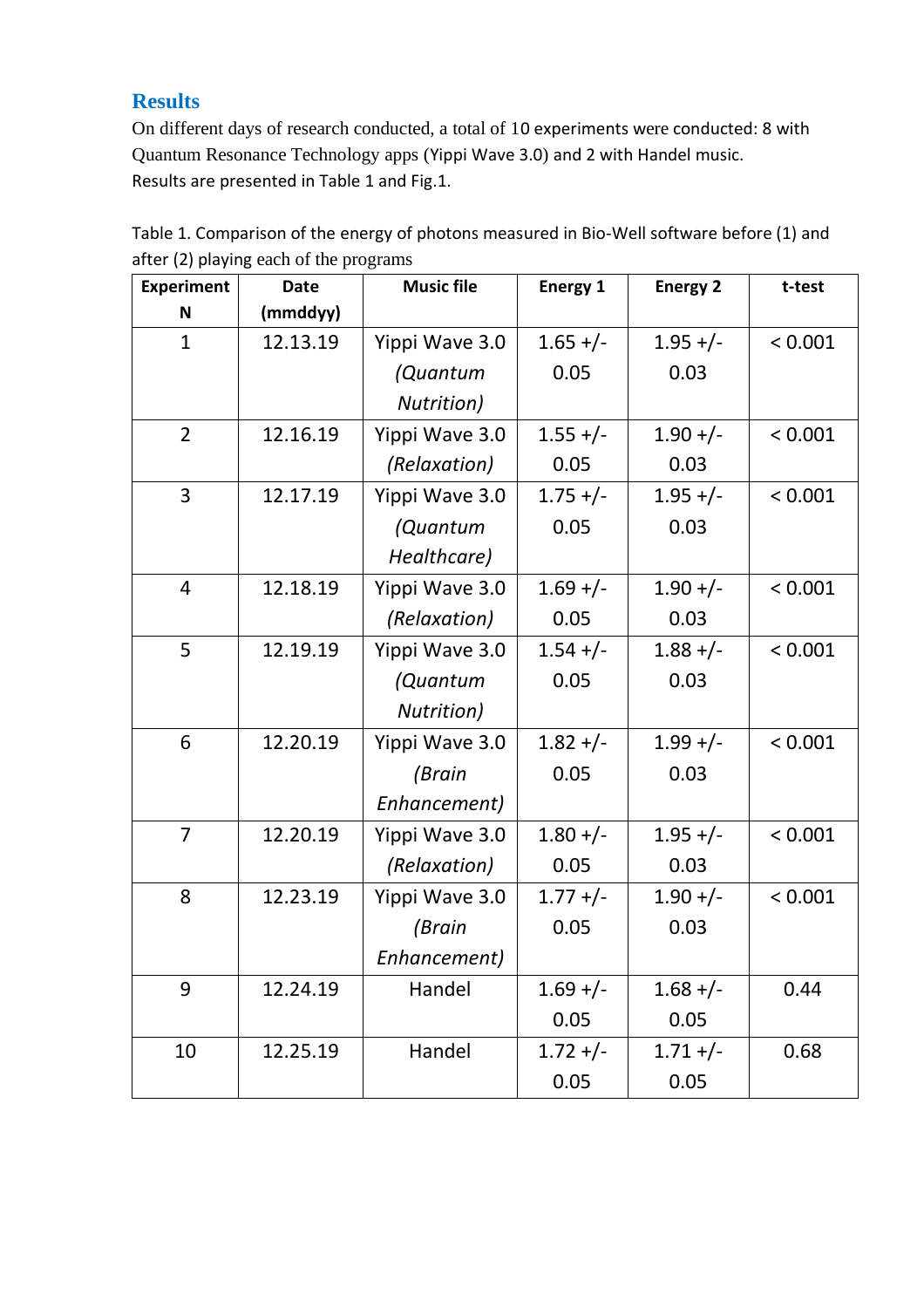## Results

On different days of research conducted, a total of 10 experiments were conducted: 8 with Quantum Resonance Technology apps (Yippi Wave 3.0) and 2 with Handel music. Results are presented in Table 1 and Fig.1.

Table 1. Comparison of the energy of photons measured in Bio-Well software before (1) and after (2) playing each of the programs

| Experiment N | Date (mmddyy) | Music file | Energy 1 | Energy 2 | t-test |
|---|---|---|---|---|---|
| 1 | 12.13.19 | Yippi Wave 3.0 *(Quantum Nutrition)* | 1.65 +/- 0.05 | 1.95 +/- 0.03 | < 0.001 |
| 2 | 12.16.19 | Yippi Wave 3.0 *(Relaxation)* | 1.55 +/- 0.05 | 1.90 +/- 0.03 | < 0.001 |
| 3 | 12.17.19 | Yippi Wave 3.0 *(Quantum Healthcare)* | 1.75 +/- 0.05 | 1.95 +/- 0.03 | < 0.001 |
| 4 | 12.18.19 | Yippi Wave 3.0 *(Relaxation)* | 1.69 +/- 0.05 | 1.90 +/- 0.03 | < 0.001 |
| 5 | 12.19.19 | Yippi Wave 3.0 *(Quantum Nutrition)* | 1.54 +/- 0.05 | 1.88 +/- 0.03 | < 0.001 |
| 6 | 12.20.19 | Yippi Wave 3.0 *(Brain Enhancement)* | 1.82 +/- 0.05 | 1.99 +/- 0.03 | < 0.001 |
| 7 | 12.20.19 | Yippi Wave 3.0 *(Relaxation)* | 1.80 +/- 0.05 | 1.95 +/- 0.03 | < 0.001 |
| 8 | 12.23.19 | Yippi Wave 3.0 *(Brain Enhancement)* | 1.77 +/- 0.05 | 1.90 +/- 0.03 | < 0.001 |
| 9 | 12.24.19 | Handel | 1.69 +/- 0.05 | 1.68 +/- 0.05 | 0.44 |
| 10 | 12.25.19 | Handel | 1.72 +/- 0.05 | 1.71 +/- 0.05 | 0.68 |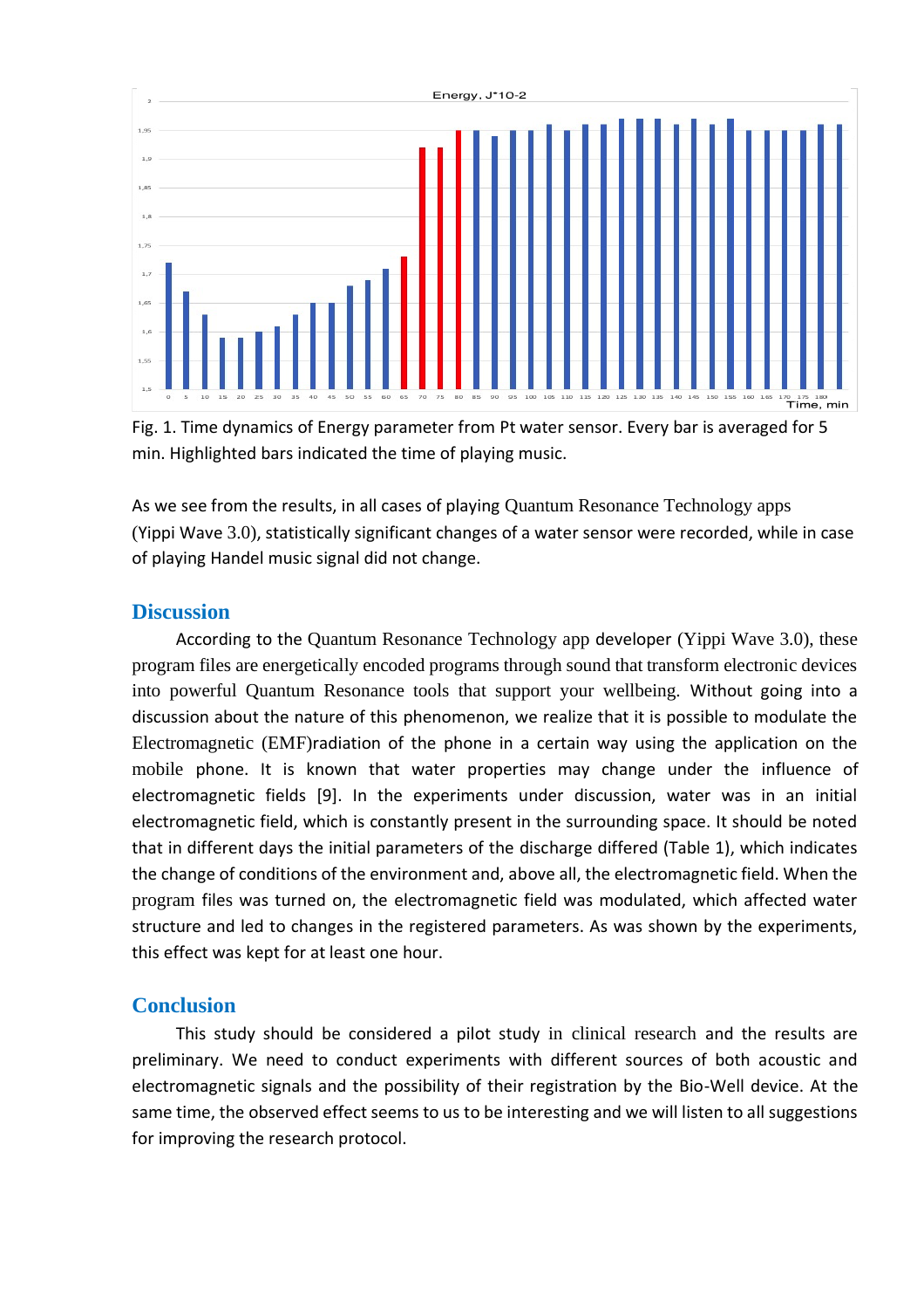Fig. 1. Time dynamics of Energy parameter from Pt water sensor. Every bar is averaged for 5 min. Highlighted bars indicated the time of playing music.

As we see from the results, in all cases of playing Quantum Resonance Technology apps (Yippi Wave 3.0), statistically significant changes of a water sensor were recorded, while in case of playing Handel music signal did not change.

## Discussion

According to the Quantum Resonance Technology app developer (Yippi Wave 3.0), these program files are energetically encoded programs through sound that transform electronic devices into powerful Quantum Resonance tools that support your wellbeing. Without going into a discussion about the nature of this phenomenon, we realize that it is possible to modulate the Electromagnetic (EMF)radiation of the phone in a certain way using the application on the mobile phone. It is known that water properties may change under the influence of electromagnetic fields [9]. In the experiments under discussion, water was in an initial electromagnetic field, which is constantly present in the surrounding space. It should be noted that in different days the initial parameters of the discharge differed (Table 1), which indicates the change of conditions of the environment and, above all, the electromagnetic field. When the program files was turned on, the electromagnetic field was modulated, which affected water structure and led to changes in the registered parameters. As was shown by the experiments, this effect was kept for at least one hour.

## Conclusion

This study should be considered a pilot study in clinical research and the results are preliminary. We need to conduct experiments with different sources of both acoustic and electromagnetic signals and the possibility of their registration by the Bio-Well device. At the same time, the observed effect seems to us to be interesting and we will listen to all suggestions for improving the research protocol.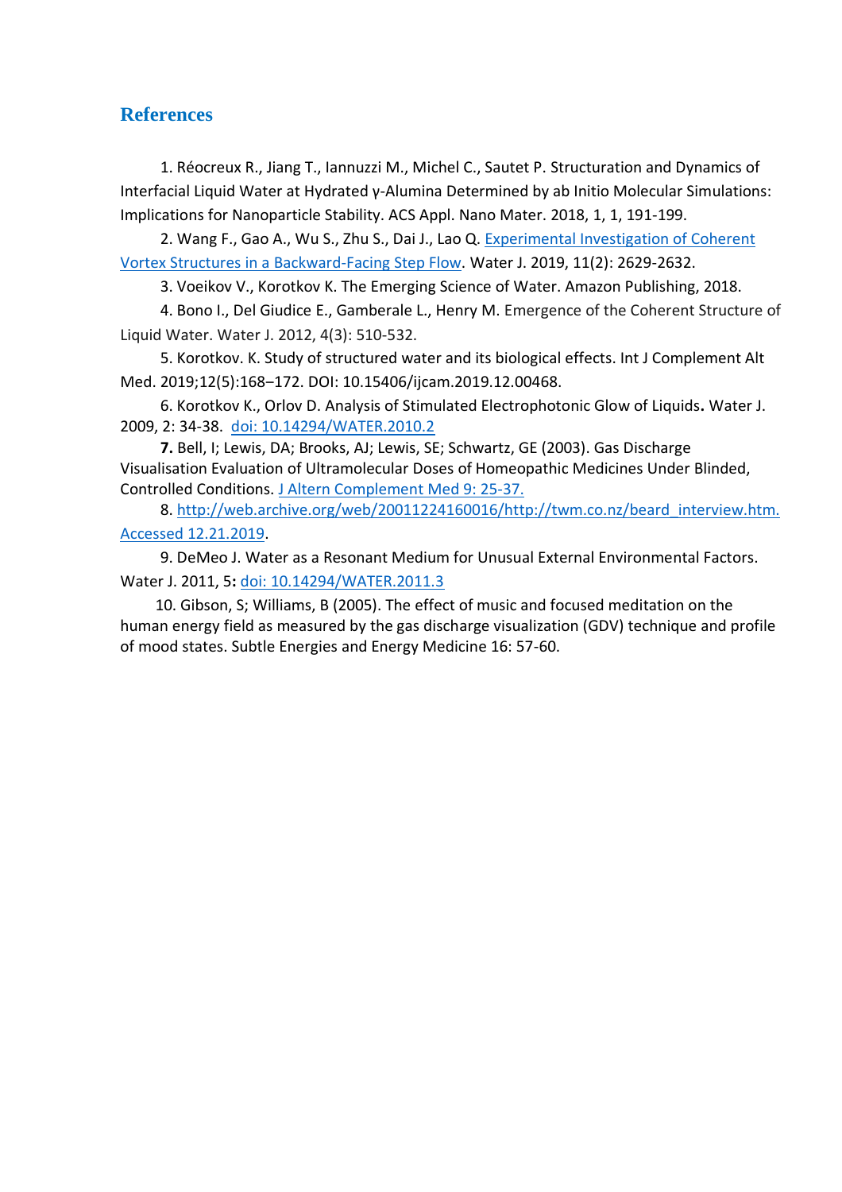## References

1. Réocreux R., Jiang T., Iannuzzi M., Michel C., Sautet P. Structuration and Dynamics of Interfacial Liquid Water at Hydrated γ-Alumina Determined by ab Initio Molecular Simulations: Implications for Nanoparticle Stability. ACS Appl. Nano Mater. 2018, 1, 1, 191-199.

2. Wang F., Gao A., Wu S., Zhu S., Dai J., Lao Q. Experimental Investigation of Coherent Vortex Structures in a Backward-Facing Step Flow. Water J. 2019, 11(2): 2629-2632.

3. Voeikov V., Korotkov K. The Emerging Science of Water. Amazon Publishing, 2018.

4. Bono I., Del Giudice E., Gamberale L., Henry M. Emergence of the Coherent Structure of Liquid Water. Water J. 2012, 4(3): 510-532.

5. Korotkov. K. Study of structured water and its biological effects. Int J Complement Alt Med. 2019;12(5):168–172. DOI: 10.15406/ijcam.2019.12.00468.

6. Korotkov K., Orlov D. Analysis of Stimulated Electrophotonic Glow of Liquids**.** Water J. 2009, 2: 34-38. doi: 10.14294/WATER.2010.2

**7.** Bell, I; Lewis, DA; Brooks, AJ; Lewis, SE; Schwartz, GE (2003). Gas Discharge Visualisation Evaluation of Ultramolecular Doses of Homeopathic Medicines Under Blinded, Controlled Conditions. J Altern Complement Med 9: 25-37.

8. http://web.archive.org/web/20011224160016/http://twm.co.nz/beard_interview.htm. Accessed 12.21.2019.

9. DeMeo J. Water as a Resonant Medium for Unusual External Environmental Factors. Water J. 2011, 5**:** doi: 10.14294/WATER.2011.3

10. Gibson, S; Williams, B (2005). The effect of music and focused meditation on the human energy field as measured by the gas discharge visualization (GDV) technique and profile of mood states. Subtle Energies and Energy Medicine 16: 57-60.